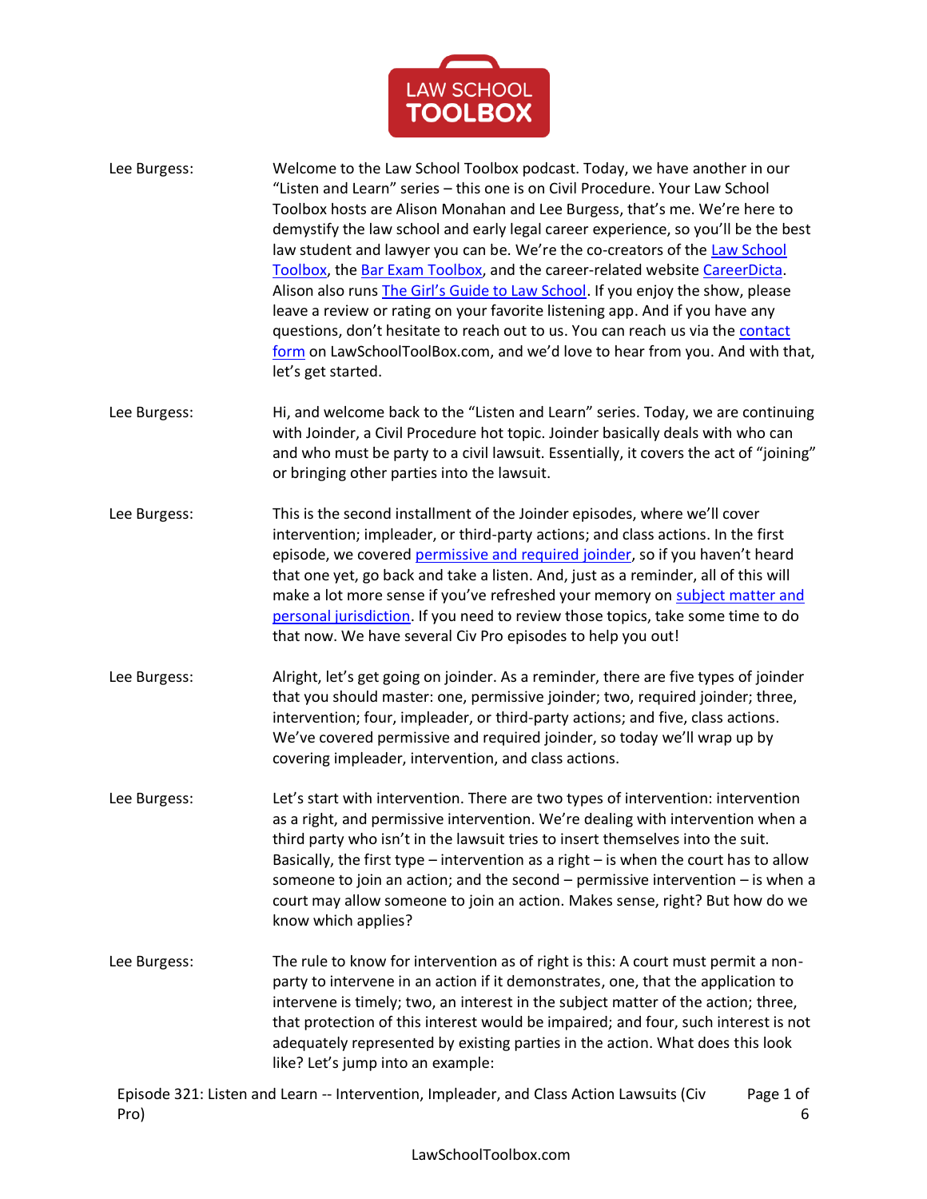**Lee Burgess:** Welcome to the Law School Toolbox podcast. Today, we have another in our "Listen and Learn" series – this one is on Civil Procedure. Your Law School Toolbox hosts are Alison Monahan and Lee Burgess, that's me. We're here to demystify the law school and early legal career experience, so you'll be the best law student and lawyer you can be. We're the co-creators of the Law School Toolbox, the Bar Exam Toolbox, and the career-related website CareerDicta. Alison also runs The Girl's Guide to Law School. If you enjoy the show, please leave a review or rating on your favorite listening app. And if you have any questions, don't hesitate to reach out to us. You can reach us via the contact form on LawSchoolToolBox.com, and we'd love to hear from you. And with that, let's get started.

**Lee Burgess:** Hi, and welcome back to the "Listen and Learn" series. Today, we are continuing with Joinder, a Civil Procedure hot topic. Joinder basically deals with who can and who must be party to a civil lawsuit. Essentially, it covers the act of "joining" or bringing other parties into the lawsuit.

**Lee Burgess:** This is the second installment of the Joinder episodes, where we'll cover intervention; impleader, or third-party actions; and class actions. In the first episode, we covered permissive and required joinder, so if you haven't heard that one yet, go back and take a listen. And, just as a reminder, all of this will make a lot more sense if you've refreshed your memory on subject matter and personal jurisdiction. If you need to review those topics, take some time to do that now. We have several Civ Pro episodes to help you out!

**Lee Burgess:** Alright, let's get going on joinder. As a reminder, there are five types of joinder that you should master: one, permissive joinder; two, required joinder; three, intervention; four, impleader, or third-party actions; and five, class actions. We've covered permissive and required joinder, so today we'll wrap up by covering impleader, intervention, and class actions.

**Lee Burgess:** Let's start with intervention. There are two types of intervention: intervention as a right, and permissive intervention. We're dealing with intervention when a third party who isn't in the lawsuit tries to insert themselves into the suit. Basically, the first type – intervention as a right – is when the court has to allow someone to join an action; and the second – permissive intervention – is when a court may allow someone to join an action. Makes sense, right? But how do we know which applies?

**Lee Burgess:** The rule to know for intervention as of right is this: A court must permit a non-party to intervene in an action if it demonstrates, one, that the application to intervene is timely; two, an interest in the subject matter of the action; three, that protection of this interest would be impaired; and four, such interest is not adequately represented by existing parties in the action. What does this look like? Let's jump into an example: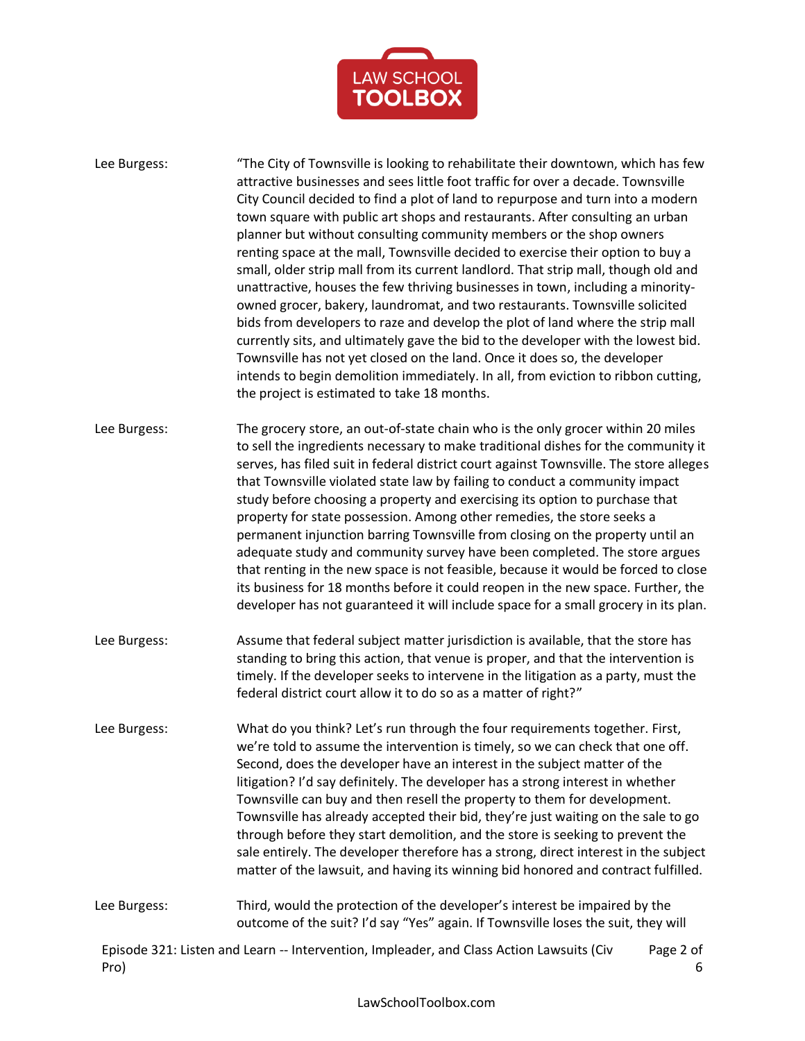Lee Burgess: "The City of Townsville is looking to rehabilitate their downtown, which has few attractive businesses and sees little foot traffic for over a decade. Townsville City Council decided to find a plot of land to repurpose and turn into a modern town square with public art shops and restaurants. After consulting an urban planner but without consulting community members or the shop owners renting space at the mall, Townsville decided to exercise their option to buy a small, older strip mall from its current landlord. That strip mall, though old and unattractive, houses the few thriving businesses in town, including a minority-owned grocer, bakery, laundromat, and two restaurants. Townsville solicited bids from developers to raze and develop the plot of land where the strip mall currently sits, and ultimately gave the bid to the developer with the lowest bid. Townsville has not yet closed on the land. Once it does so, the developer intends to begin demolition immediately. In all, from eviction to ribbon cutting, the project is estimated to take 18 months.

Lee Burgess: The grocery store, an out-of-state chain who is the only grocer within 20 miles to sell the ingredients necessary to make traditional dishes for the community it serves, has filed suit in federal district court against Townsville. The store alleges that Townsville violated state law by failing to conduct a community impact study before choosing a property and exercising its option to purchase that property for state possession. Among other remedies, the store seeks a permanent injunction barring Townsville from closing on the property until an adequate study and community survey have been completed. The store argues that renting in the new space is not feasible, because it would be forced to close its business for 18 months before it could reopen in the new space. Further, the developer has not guaranteed it will include space for a small grocery in its plan.

Lee Burgess: Assume that federal subject matter jurisdiction is available, that the store has standing to bring this action, that venue is proper, and that the intervention is timely. If the developer seeks to intervene in the litigation as a party, must the federal district court allow it to do so as a matter of right?"

Lee Burgess: What do you think? Let's run through the four requirements together. First, we're told to assume the intervention is timely, so we can check that one off. Second, does the developer have an interest in the subject matter of the litigation? I'd say definitely. The developer has a strong interest in whether Townsville can buy and then resell the property to them for development. Townsville has already accepted their bid, they're just waiting on the sale to go through before they start demolition, and the store is seeking to prevent the sale entirely. The developer therefore has a strong, direct interest in the subject matter of the lawsuit, and having its winning bid honored and contract fulfilled.

Lee Burgess: Third, would the protection of the developer's interest be impaired by the outcome of the suit? I'd say "Yes" again. If Townsville loses the suit, they will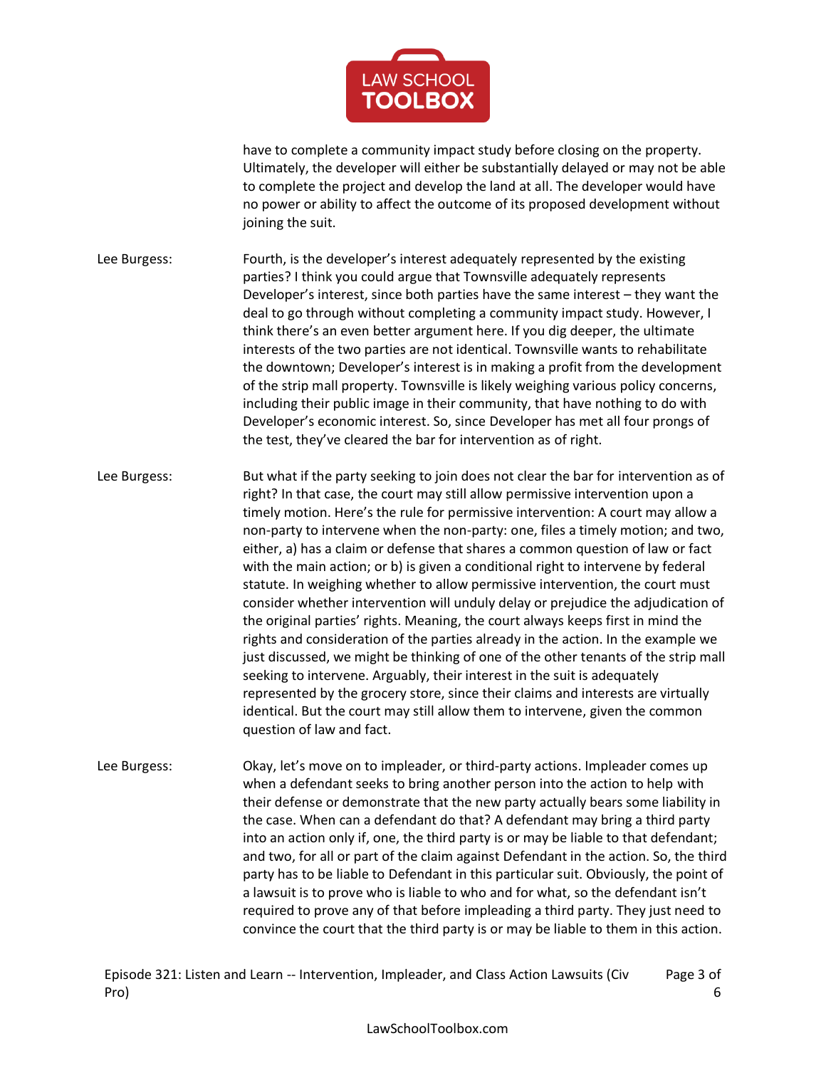have to complete a community impact study before closing on the property. Ultimately, the developer will either be substantially delayed or may not be able to complete the project and develop the land at all. The developer would have no power or ability to affect the outcome of its proposed development without joining the suit.

Lee Burgess: Fourth, is the developer's interest adequately represented by the existing parties? I think you could argue that Townsville adequately represents Developer's interest, since both parties have the same interest – they want the deal to go through without completing a community impact study. However, I think there's an even better argument here. If you dig deeper, the ultimate interests of the two parties are not identical. Townsville wants to rehabilitate the downtown; Developer's interest is in making a profit from the development of the strip mall property. Townsville is likely weighing various policy concerns, including their public image in their community, that have nothing to do with Developer's economic interest. So, since Developer has met all four prongs of the test, they've cleared the bar for intervention as of right.

Lee Burgess: But what if the party seeking to join does not clear the bar for intervention as of right? In that case, the court may still allow permissive intervention upon a timely motion. Here's the rule for permissive intervention: A court may allow a non-party to intervene when the non-party: one, files a timely motion; and two, either, a) has a claim or defense that shares a common question of law or fact with the main action; or b) is given a conditional right to intervene by federal statute. In weighing whether to allow permissive intervention, the court must consider whether intervention will unduly delay or prejudice the adjudication of the original parties' rights. Meaning, the court always keeps first in mind the rights and consideration of the parties already in the action. In the example we just discussed, we might be thinking of one of the other tenants of the strip mall seeking to intervene. Arguably, their interest in the suit is adequately represented by the grocery store, since their claims and interests are virtually identical. But the court may still allow them to intervene, given the common question of law and fact.

Lee Burgess: Okay, let's move on to impleader, or third-party actions. Impleader comes up when a defendant seeks to bring another person into the action to help with their defense or demonstrate that the new party actually bears some liability in the case. When can a defendant do that? A defendant may bring a third party into an action only if, one, the third party is or may be liable to that defendant; and two, for all or part of the claim against Defendant in the action. So, the third party has to be liable to Defendant in this particular suit. Obviously, the point of a lawsuit is to prove who is liable to who and for what, so the defendant isn't required to prove any of that before impleading a third party. They just need to convince the court that the third party is or may be liable to them in this action.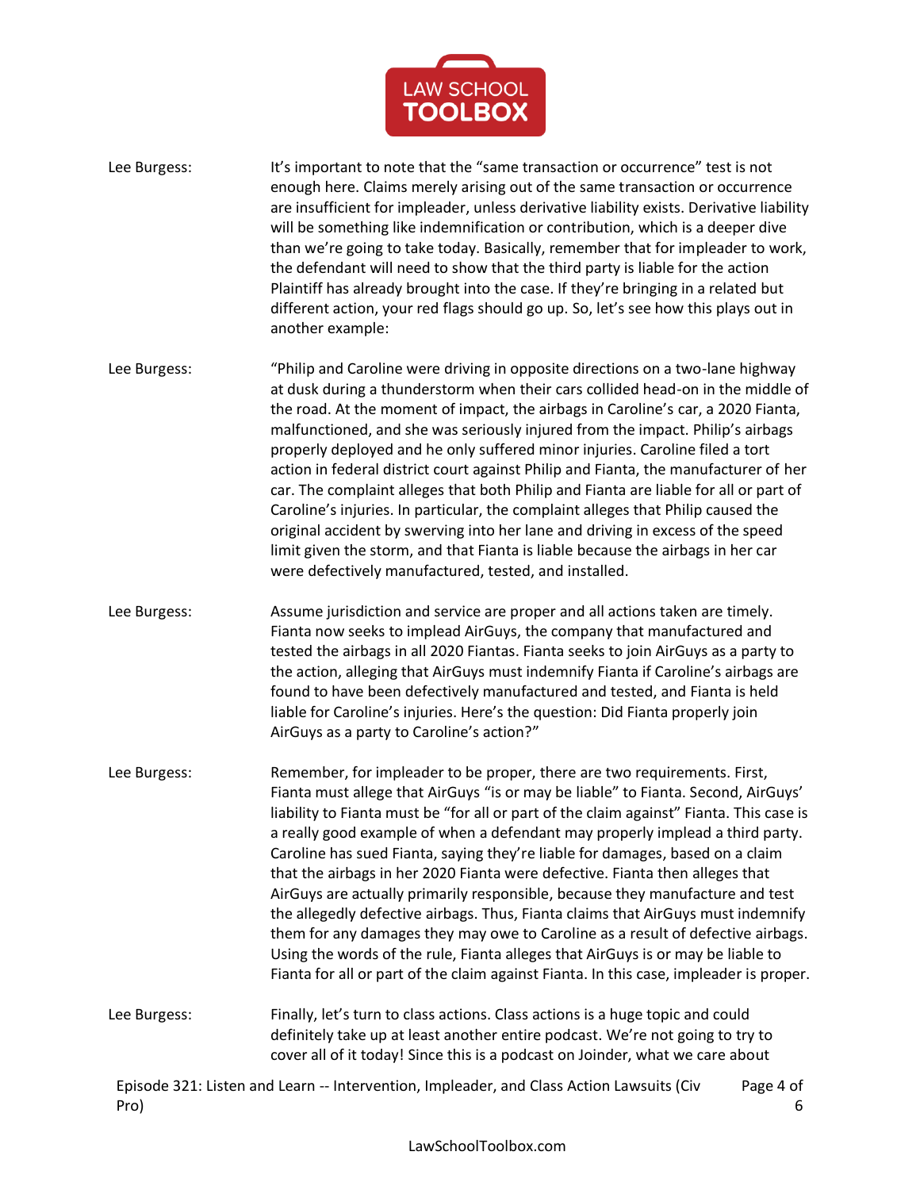Lee Burgess: It's important to note that the "same transaction or occurrence" test is not enough here. Claims merely arising out of the same transaction or occurrence are insufficient for impleader, unless derivative liability exists. Derivative liability will be something like indemnification or contribution, which is a deeper dive than we're going to take today. Basically, remember that for impleader to work, the defendant will need to show that the third party is liable for the action Plaintiff has already brought into the case. If they're bringing in a related but different action, your red flags should go up. So, let's see how this plays out in another example:

Lee Burgess: "Philip and Caroline were driving in opposite directions on a two-lane highway at dusk during a thunderstorm when their cars collided head-on in the middle of the road. At the moment of impact, the airbags in Caroline's car, a 2020 Fianta, malfunctioned, and she was seriously injured from the impact. Philip's airbags properly deployed and he only suffered minor injuries. Caroline filed a tort action in federal district court against Philip and Fianta, the manufacturer of her car. The complaint alleges that both Philip and Fianta are liable for all or part of Caroline's injuries. In particular, the complaint alleges that Philip caused the original accident by swerving into her lane and driving in excess of the speed limit given the storm, and that Fianta is liable because the airbags in her car were defectively manufactured, tested, and installed.

Lee Burgess: Assume jurisdiction and service are proper and all actions taken are timely. Fianta now seeks to implead AirGuys, the company that manufactured and tested the airbags in all 2020 Fiantas. Fianta seeks to join AirGuys as a party to the action, alleging that AirGuys must indemnify Fianta if Caroline's airbags are found to have been defectively manufactured and tested, and Fianta is held liable for Caroline's injuries. Here's the question: Did Fianta properly join AirGuys as a party to Caroline's action?"

Lee Burgess: Remember, for impleader to be proper, there are two requirements. First, Fianta must allege that AirGuys "is or may be liable" to Fianta. Second, AirGuys' liability to Fianta must be "for all or part of the claim against" Fianta. This case is a really good example of when a defendant may properly implead a third party. Caroline has sued Fianta, saying they're liable for damages, based on a claim that the airbags in her 2020 Fianta were defective. Fianta then alleges that AirGuys are actually primarily responsible, because they manufacture and test the allegedly defective airbags. Thus, Fianta claims that AirGuys must indemnify them for any damages they may owe to Caroline as a result of defective airbags. Using the words of the rule, Fianta alleges that AirGuys is or may be liable to Fianta for all or part of the claim against Fianta. In this case, impleader is proper.

Lee Burgess: Finally, let's turn to class actions. Class actions is a huge topic and could definitely take up at least another entire podcast. We're not going to try to cover all of it today! Since this is a podcast on Joinder, what we care about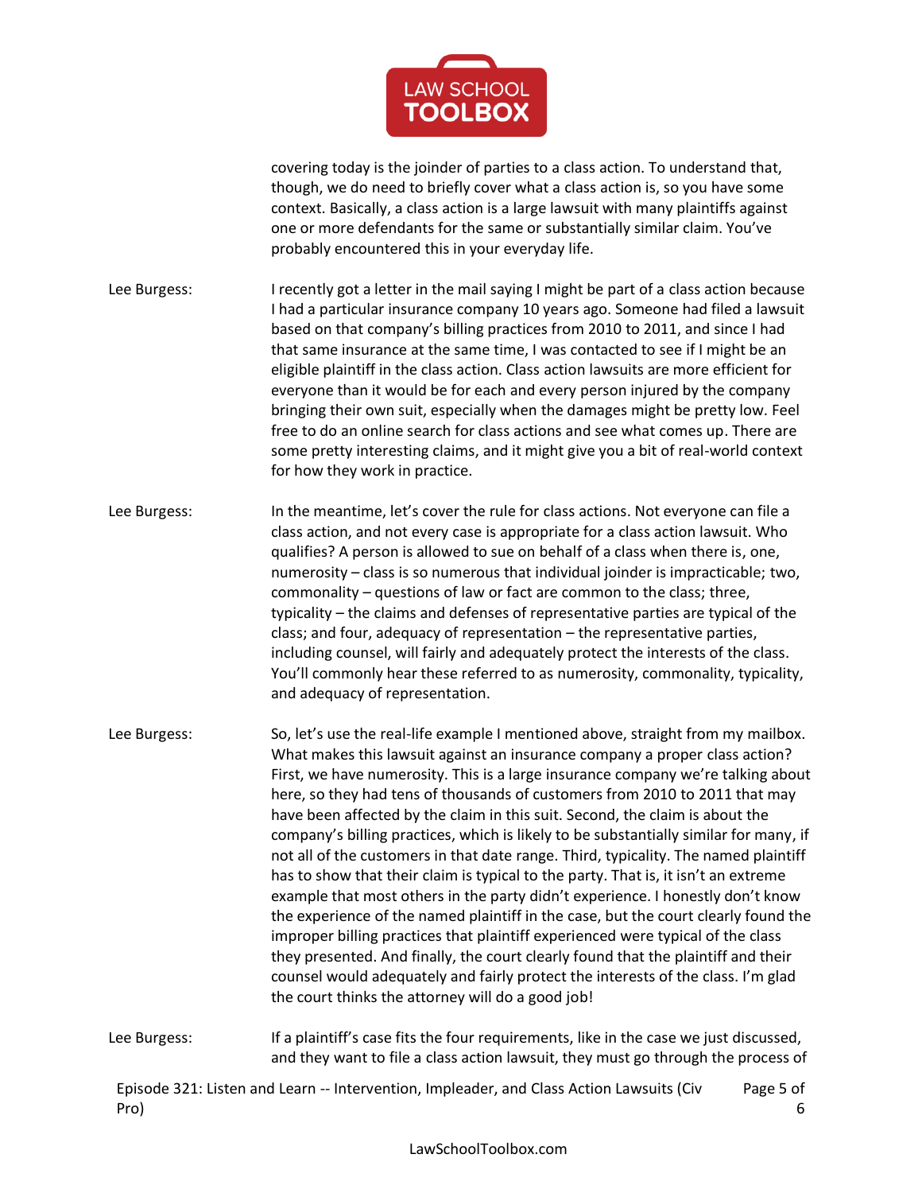covering today is the joinder of parties to a class action. To understand that, though, we do need to briefly cover what a class action is, so you have some context. Basically, a class action is a large lawsuit with many plaintiffs against one or more defendants for the same or substantially similar claim. You've probably encountered this in your everyday life.

Lee Burgess: I recently got a letter in the mail saying I might be part of a class action because I had a particular insurance company 10 years ago. Someone had filed a lawsuit based on that company's billing practices from 2010 to 2011, and since I had that same insurance at the same time, I was contacted to see if I might be an eligible plaintiff in the class action. Class action lawsuits are more efficient for everyone than it would be for each and every person injured by the company bringing their own suit, especially when the damages might be pretty low. Feel free to do an online search for class actions and see what comes up. There are some pretty interesting claims, and it might give you a bit of real-world context for how they work in practice.

Lee Burgess: In the meantime, let's cover the rule for class actions. Not everyone can file a class action, and not every case is appropriate for a class action lawsuit. Who qualifies? A person is allowed to sue on behalf of a class when there is, one, numerosity – class is so numerous that individual joinder is impracticable; two, commonality – questions of law or fact are common to the class; three, typicality – the claims and defenses of representative parties are typical of the class; and four, adequacy of representation – the representative parties, including counsel, will fairly and adequately protect the interests of the class. You'll commonly hear these referred to as numerosity, commonality, typicality, and adequacy of representation.

Lee Burgess: So, let's use the real-life example I mentioned above, straight from my mailbox. What makes this lawsuit against an insurance company a proper class action? First, we have numerosity. This is a large insurance company we're talking about here, so they had tens of thousands of customers from 2010 to 2011 that may have been affected by the claim in this suit. Second, the claim is about the company's billing practices, which is likely to be substantially similar for many, if not all of the customers in that date range. Third, typicality. The named plaintiff has to show that their claim is typical to the party. That is, it isn't an extreme example that most others in the party didn't experience. I honestly don't know the experience of the named plaintiff in the case, but the court clearly found the improper billing practices that plaintiff experienced were typical of the class they presented. And finally, the court clearly found that the plaintiff and their counsel would adequately and fairly protect the interests of the class. I'm glad the court thinks the attorney will do a good job!

Lee Burgess: If a plaintiff's case fits the four requirements, like in the case we just discussed, and they want to file a class action lawsuit, they must go through the process of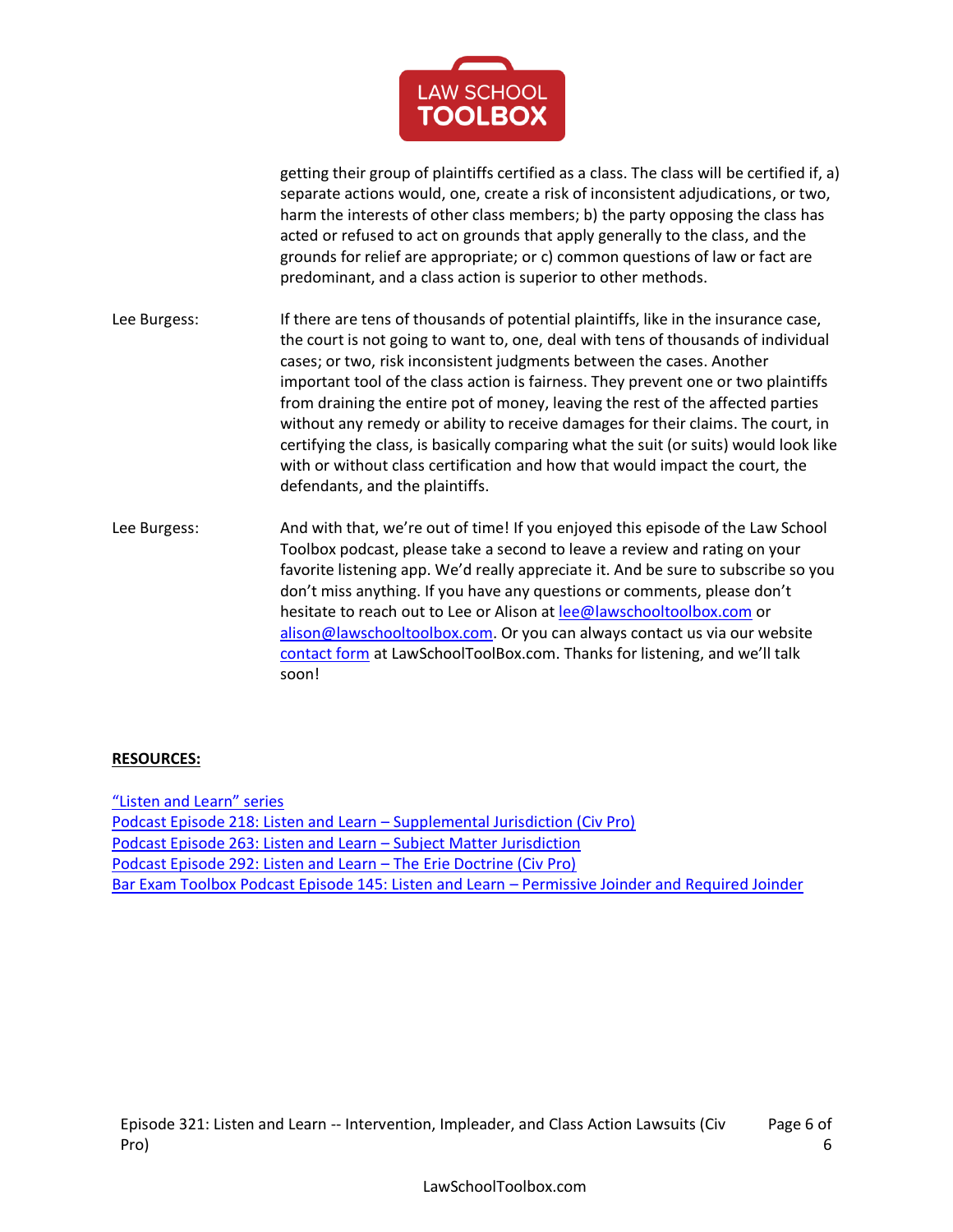getting their group of plaintiffs certified as a class. The class will be certified if, a) separate actions would, one, create a risk of inconsistent adjudications, or two, harm the interests of other class members; b) the party opposing the class has acted or refused to act on grounds that apply generally to the class, and the grounds for relief are appropriate; or c) common questions of law or fact are predominant, and a class action is superior to other methods.

Lee Burgess: If there are tens of thousands of potential plaintiffs, like in the insurance case, the court is not going to want to, one, deal with tens of thousands of individual cases; or two, risk inconsistent judgments between the cases. Another important tool of the class action is fairness. They prevent one or two plaintiffs from draining the entire pot of money, leaving the rest of the affected parties without any remedy or ability to receive damages for their claims. The court, in certifying the class, is basically comparing what the suit (or suits) would look like with or without class certification and how that would impact the court, the defendants, and the plaintiffs.

Lee Burgess: And with that, we're out of time! If you enjoyed this episode of the Law School Toolbox podcast, please take a second to leave a review and rating on your favorite listening app. We'd really appreciate it. And be sure to subscribe so you don't miss anything. If you have any questions or comments, please don't hesitate to reach out to Lee or Alison at lee@lawschooltoolbox.com or alison@lawschooltoolbox.com. Or you can always contact us via our website contact form at LawSchoolToolBox.com. Thanks for listening, and we'll talk soon!

**RESOURCES:**

"Listen and Learn" series
Podcast Episode 218: Listen and Learn – Supplemental Jurisdiction (Civ Pro)
Podcast Episode 263: Listen and Learn – Subject Matter Jurisdiction
Podcast Episode 292: Listen and Learn – The Erie Doctrine (Civ Pro)
Bar Exam Toolbox Podcast Episode 145: Listen and Learn – Permissive Joinder and Required Joinder